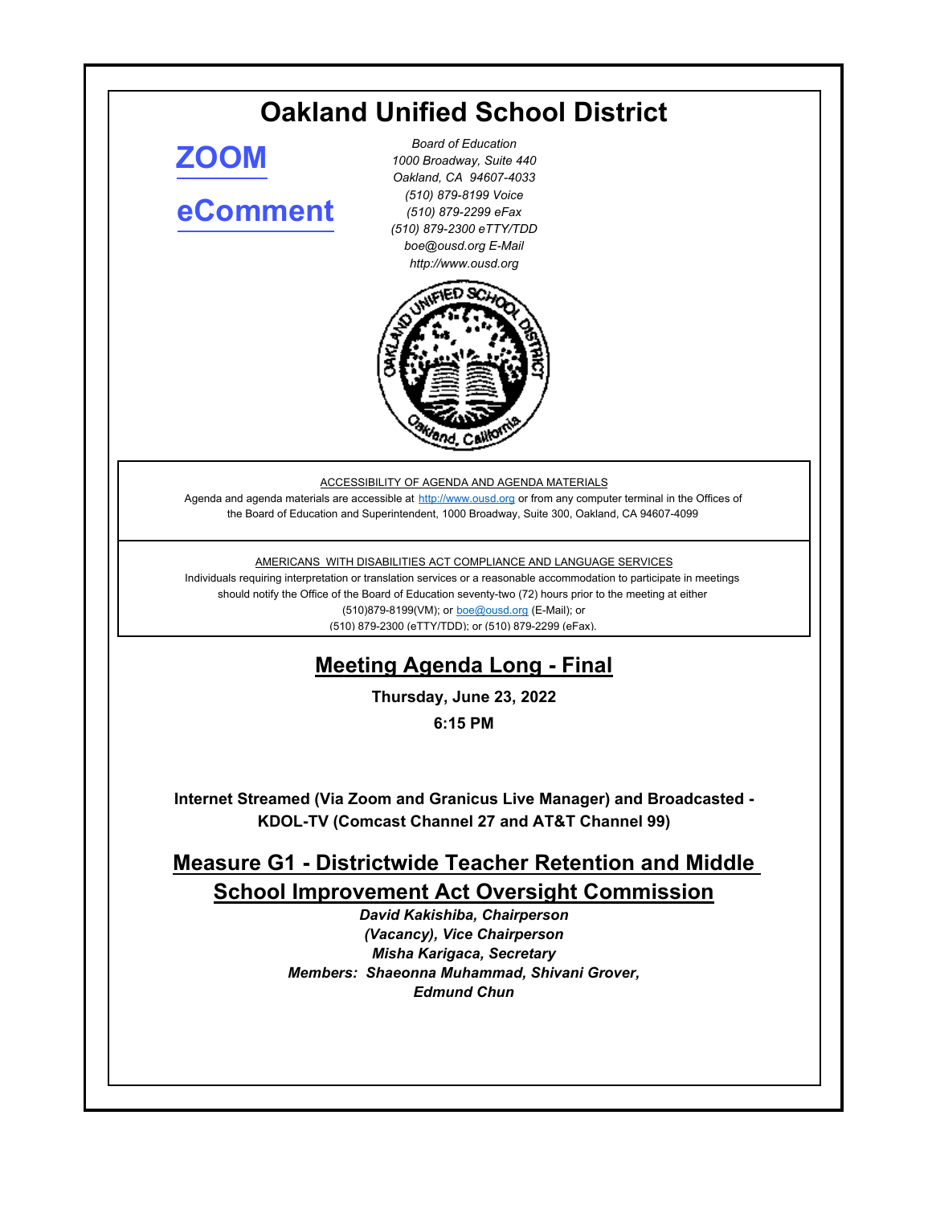# Oakland Unified School District

[ZOOM]

[eComment]

*Board of Education*
*1000 Broadway, Suite 440*
*Oakland, CA 94607-4033*
*(510) 879-8199 Voice*
*(510) 879-2299 eFax*
*(510) 879-2300 eTTY/TDD*
*boe@ousd.org E-Mail*
*http://www.ousd.org*

ACCESSIBILITY OF AGENDA AND AGENDA MATERIALS

Agenda and agenda materials are accessible at http://www.ousd.org or from any computer terminal in the Offices of the Board of Education and Superintendent, 1000 Broadway, Suite 300, Oakland, CA 94607-4099

AMERICANS WITH DISABILITIES ACT COMPLIANCE AND LANGUAGE SERVICES

Individuals requiring interpretation or translation services or a reasonable accommodation to participate in meetings should notify the Office of the Board of Education seventy-two (72) hours prior to the meeting at either (510)879-8199(VM); or boe@ousd.org (E-Mail); or (510) 879-2300 (eTTY/TDD); or (510) 879-2299 (eFax).

## Meeting Agenda Long - Final

**Thursday, June 23, 2022**

**6:15 PM**

**Internet Streamed (Via Zoom and Granicus Live Manager) and Broadcasted - KDOL-TV (Comcast Channel 27 and AT&T Channel 99)**

## Measure G1 - Districtwide Teacher Retention and Middle School Improvement Act Oversight Commission

***David Kakishiba, Chairperson***
***(Vacancy), Vice Chairperson***
***Misha Karigaca, Secretary***
***Members: Shaeonna Muhammad, Shivani Grover, Edmund Chun***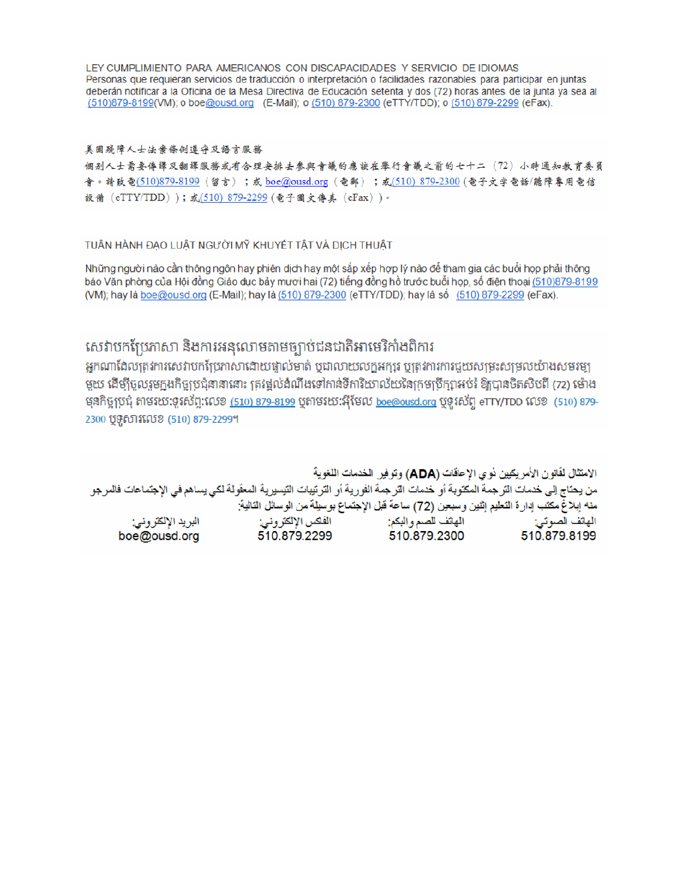LEY CUMPLIMIENTO PARA AMERICANOS CON DISCAPACIDADES Y SERVICIO DE IDIOMAS
Personas que requieran servicios de traducción o interpretación o facilidades razonables para participar en juntas deberán notificar a la Oficina de la Mesa Directiva de Educación setenta y dos (72) horas antes de la junta ya sea al (510)879-8199(VM); o boe@ousd.org (E-Mail); o (510) 879-2300 (eTTY/TDD); o (510) 879-2299 (eFax).

美国残障人士法案条例遵守及語言服務
個别人士需要傳譯及翻譯服務或有合理安排去參與會議的應該在舉行會議之前的七十二（72）小時通知教育委員會。請致電(510)879-8199（留言）；或 boe@ousd.org（電郵）；或(510) 879-2300（電子文字電話/聽障專用電信設備（eTTY/TDD））；或(510) 879-2299（電子圖文傳真（eFax））。

TUÂN HÀNH ĐẠO LUẬT NGƯỜI MỸ KHUYẾT TẬT VÀ DỊCH THUẬT

Những người nào cần thông ngôn hay phiên dịch hay một sắp xếp hợp lý nào để tham gia các buổi họp phải thông báo Văn phòng của Hội đồng Giáo dục bảy mươi hai (72) tiếng đồng hồ trước buổi họp, số điện thoại (510)879-8199 (VM); hay là boe@ousd.org (E-Mail); hay là (510) 879-2300 (eTTY/TDD); hay là số (510) 879-2299 (eFax).

សេវាបកប្រែភាសា និងការអនុលោមតាមច្បាប់ជនជាតិអាមេរិកាំងពិការ
អ្នកណាដែលត្រូវការសេវាបកប្រែភាសាដោយផ្ទាល់មាត់ ឬជាលាយលក្ខអក្សរ ឬត្រូវការការជួយសម្រះសម្រួលយ៉ាងសមរម្យមួយ ដើម្បីចូលរួមក្នុងកិច្ចប្រជុំនានានោះ ត្រូវផ្តល់ដំណឹងទៅកាន់ទីការិយាល័យនៃក្រុមប្រឹក្សាអប់រំ ឱ្យបានចិតសិបពីរ (72) ម៉ោង មុនកិច្ចប្រជុំ តាមរយៈទូរស័ព្ទ:លេខ (510) 879-8199 ឬតាមរយៈអ៊ីមែល boe@ousd.org ឬទូរស័ព្ទ eTTY/TDD លេខ (510) 879-2300 ឬទូសារលេខ (510) 879-2299។

الامتثال لقانون الأمريكيين ذوي الإعاقات (ADA) وتوفير الخدمات اللغوية
من يحتاج إلى خدمات الترجمة المكتوبة أو خدمات الترجمة الفورية أو الترتيبات التيسيرية المعقولة لكي يساهم في الإجتماعات فالمرجو منه إبلاغ مكتب إدارة التعليم إثنين وسبعين (72) ساعة قبل الإجتماع بوسيلة من الوسائل التالية:

| الهاتف الصوتي: | الهاتف للصم والبكم: | الفكس الإلكتروني: | البريد الإلكتروني: |
|---|---|---|---|
| 510.879.8199 | 510.879.2300 | 510.879.2299 | boe@ousd.org |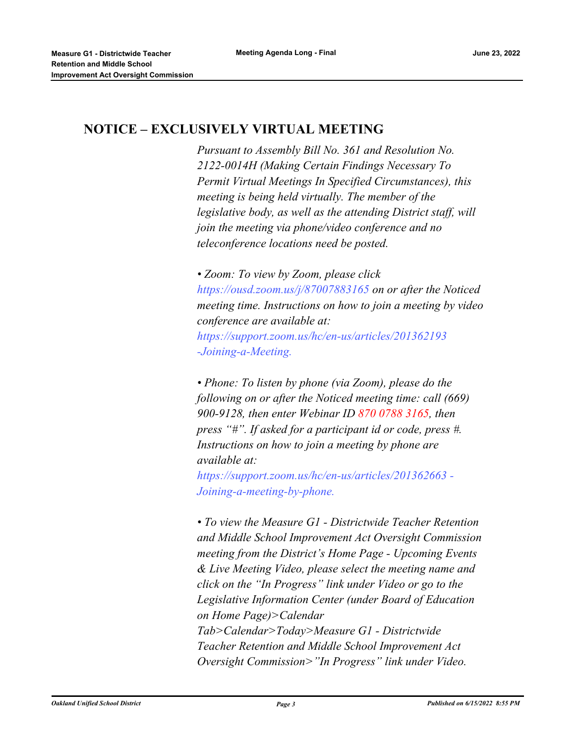## NOTICE – EXCLUSIVELY VIRTUAL MEETING

*Pursuant to Assembly Bill No. 361 and Resolution No. 2122-0014H (Making Certain Findings Necessary To Permit Virtual Meetings In Specified Circumstances), this meeting is being held virtually. The member of the legislative body, as well as the attending District staff, will join the meeting via phone/video conference and no teleconference locations need be posted.*

*• Zoom: To view by Zoom, please click https://ousd.zoom.us/j/87007883165 on or after the Noticed meeting time. Instructions on how to join a meeting by video conference are available at: https://support.zoom.us/hc/en-us/articles/201362193 -Joining-a-Meeting.*

*• Phone: To listen by phone (via Zoom), please do the following on or after the Noticed meeting time: call (669) 900-9128, then enter Webinar ID 870 0788 3165, then press "#". If asked for a participant id or code, press #. Instructions on how to join a meeting by phone are available at: https://support.zoom.us/hc/en-us/articles/201362663 - Joining-a-meeting-by-phone.*

*• To view the Measure G1 - Districtwide Teacher Retention and Middle School Improvement Act Oversight Commission meeting from the District's Home Page - Upcoming Events & Live Meeting Video, please select the meeting name and click on the "In Progress" link under Video or go to the Legislative Information Center (under Board of Education on Home Page)>Calendar Tab>Calendar>Today>Measure G1 - Districtwide Teacher Retention and Middle School Improvement Act Oversight Commission>"In Progress" link under Video.*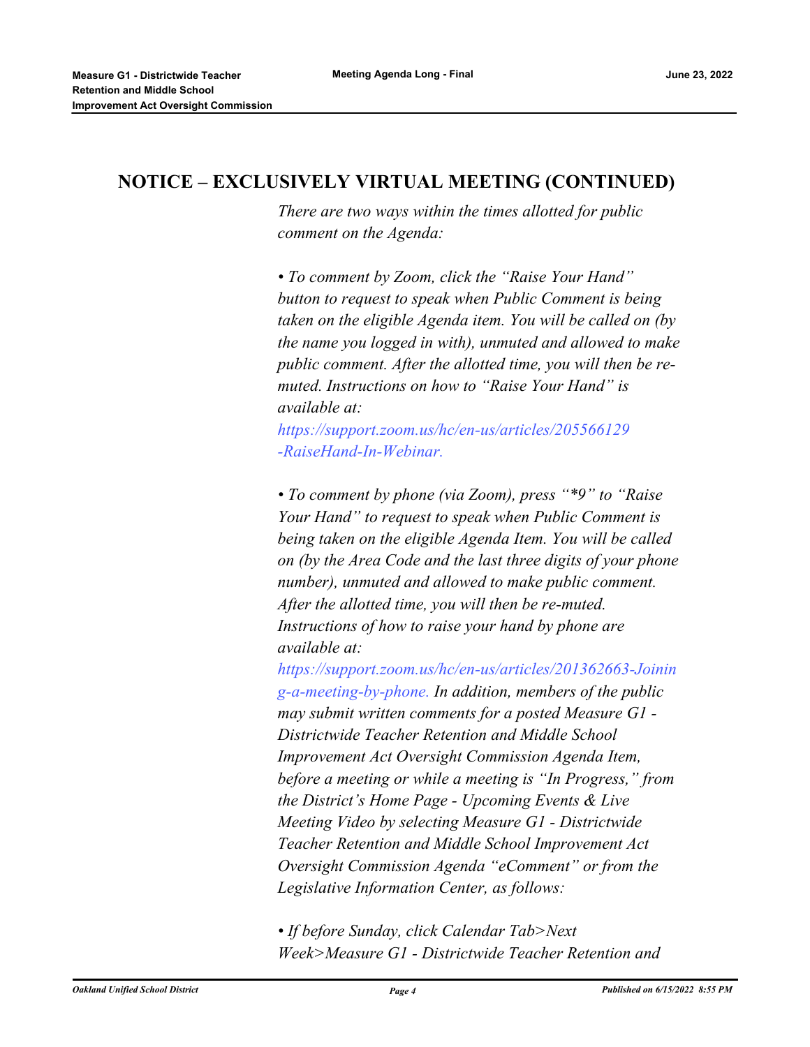## NOTICE – EXCLUSIVELY VIRTUAL MEETING (CONTINUED)

*There are two ways within the times allotted for public comment on the Agenda:*

*• To comment by Zoom, click the "Raise Your Hand" button to request to speak when Public Comment is being taken on the eligible Agenda item. You will be called on (by the name you logged in with), unmuted and allowed to make public comment. After the allotted time, you will then be re-muted. Instructions on how to "Raise Your Hand" is available at: https://support.zoom.us/hc/en-us/articles/205566129-RaiseHand-In-Webinar.*

*• To comment by phone (via Zoom), press "*9" to "Raise Your Hand" to request to speak when Public Comment is being taken on the eligible Agenda Item. You will be called on (by the Area Code and the last three digits of your phone number), unmuted and allowed to make public comment. After the allotted time, you will then be re-muted. Instructions of how to raise your hand by phone are available at: https://support.zoom.us/hc/en-us/articles/201362663-Joining-a-meeting-by-phone. In addition, members of the public may submit written comments for a posted Measure G1 - Districtwide Teacher Retention and Middle School Improvement Act Oversight Commission Agenda Item, before a meeting or while a meeting is "In Progress," from the District's Home Page - Upcoming Events & Live Meeting Video by selecting Measure G1 - Districtwide Teacher Retention and Middle School Improvement Act Oversight Commission Agenda "eComment" or from the Legislative Information Center, as follows:*

*• If before Sunday, click Calendar Tab>Next Week>Measure G1 - Districtwide Teacher Retention and*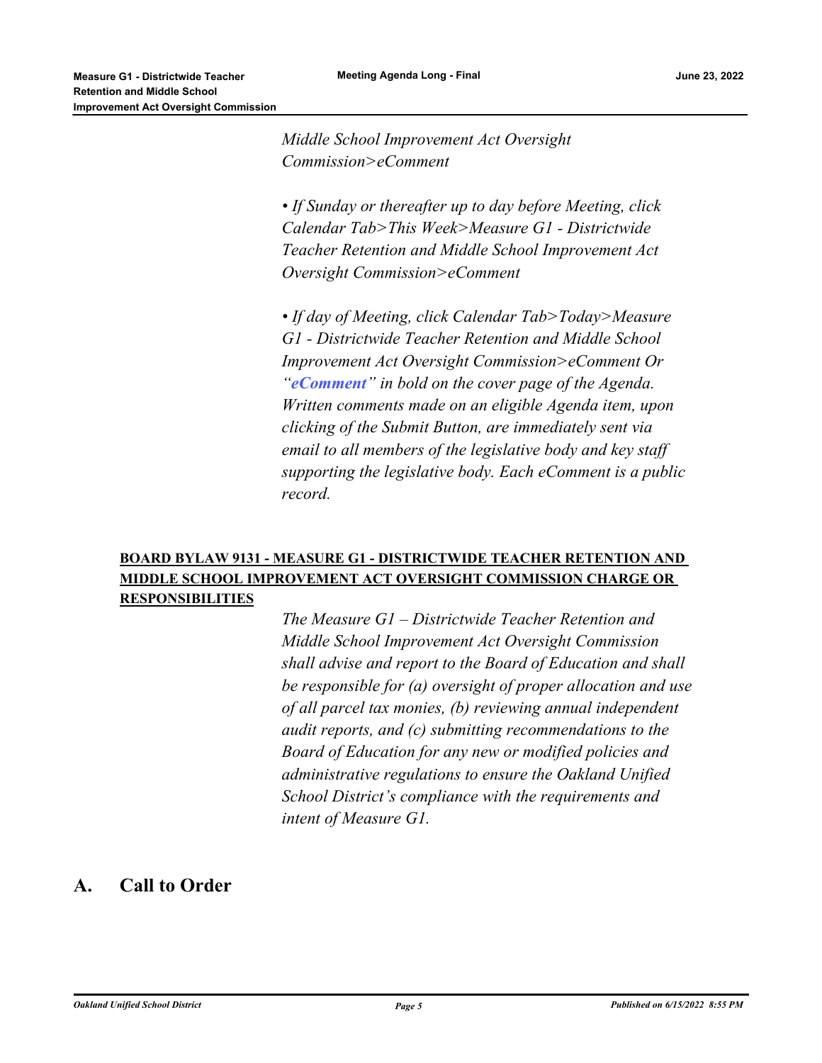*Middle School Improvement Act Oversight Commission>eComment*

*• If Sunday or thereafter up to day before Meeting, click Calendar Tab>This Week>Measure G1 - Districtwide Teacher Retention and Middle School Improvement Act Oversight Commission>eComment*

*• If day of Meeting, click Calendar Tab>Today>Measure G1 - Districtwide Teacher Retention and Middle School Improvement Act Oversight Commission>eComment Or "**eComment**" in bold on the cover page of the Agenda. Written comments made on an eligible Agenda item, upon clicking of the Submit Button, are immediately sent via email to all members of the legislative body and key staff supporting the legislative body. Each eComment is a public record.*

**BOARD BYLAW 9131 - MEASURE G1 - DISTRICTWIDE TEACHER RETENTION AND MIDDLE SCHOOL IMPROVEMENT ACT OVERSIGHT COMMISSION CHARGE OR RESPONSIBILITIES**

*The Measure G1 – Districtwide Teacher Retention and Middle School Improvement Act Oversight Commission shall advise and report to the Board of Education and shall be responsible for (a) oversight of proper allocation and use of all parcel tax monies, (b) reviewing annual independent audit reports, and (c) submitting recommendations to the Board of Education for any new or modified policies and administrative regulations to ensure the Oakland Unified School District's compliance with the requirements and intent of Measure G1.*

## A. Call to Order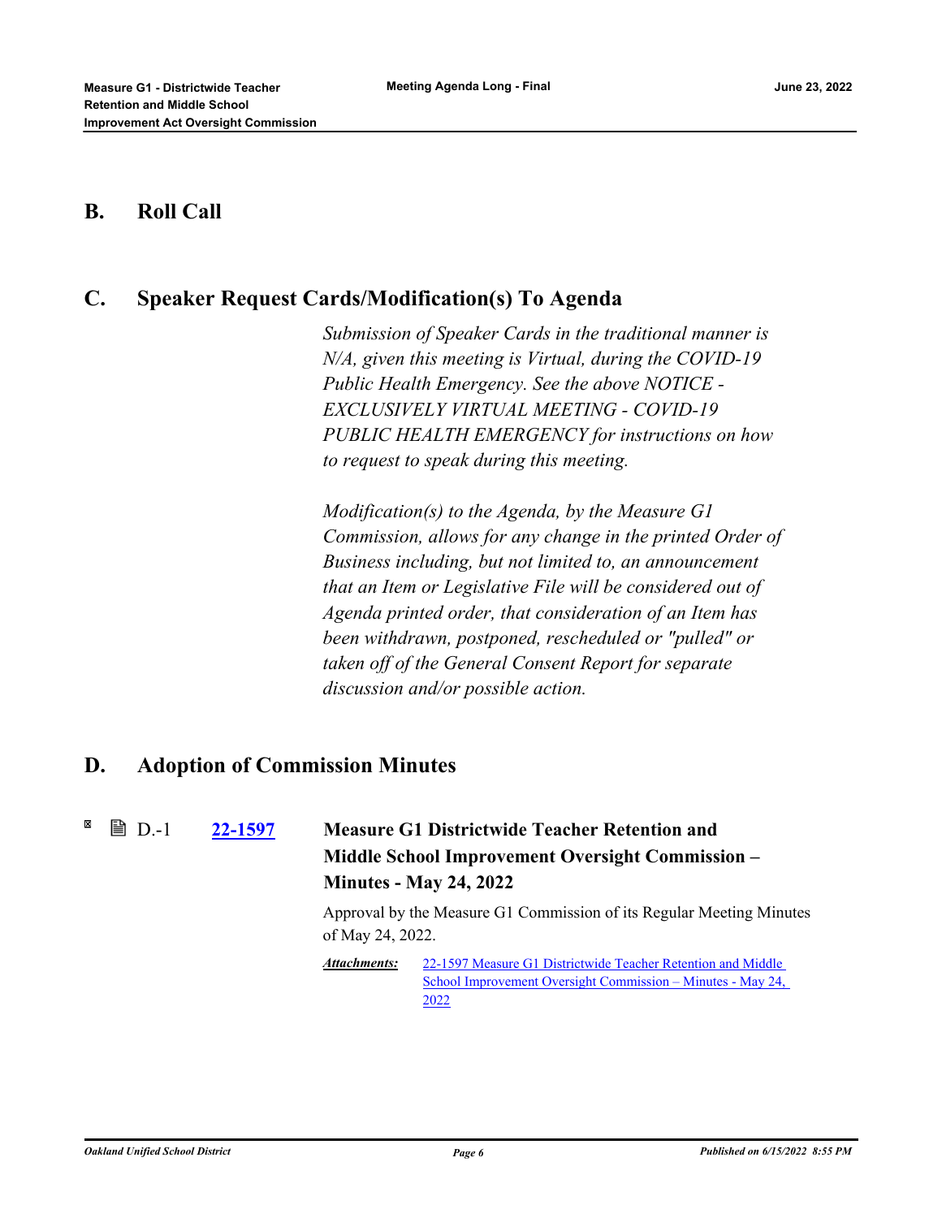## B. Roll Call

## C. Speaker Request Cards/Modification(s) To Agenda

*Submission of Speaker Cards in the traditional manner is N/A, given this meeting is Virtual, during the COVID-19 Public Health Emergency. See the above NOTICE - EXCLUSIVELY VIRTUAL MEETING - COVID-19 PUBLIC HEALTH EMERGENCY for instructions on how to request to speak during this meeting.*

*Modification(s) to the Agenda, by the Measure G1 Commission, allows for any change in the printed Order of Business including, but not limited to, an announcement that an Item or Legislative File will be considered out of Agenda printed order, that consideration of an Item has been withdrawn, postponed, rescheduled or "pulled" or taken off of the General Consent Report for separate discussion and/or possible action.*

## D. Adoption of Commission Minutes

D.-1 **22-1597** **Measure G1 Districtwide Teacher Retention and Middle School Improvement Oversight Commission – Minutes - May 24, 2022**

Approval by the Measure G1 Commission of its Regular Meeting Minutes of May 24, 2022.

***Attachments:*** 22-1597 Measure G1 Districtwide Teacher Retention and Middle School Improvement Oversight Commission – Minutes - May 24, 2022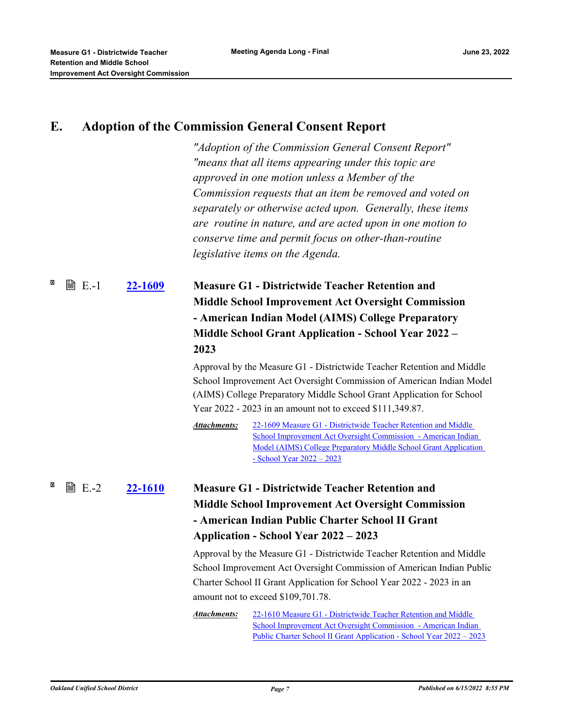## E. Adoption of the Commission General Consent Report

*"Adoption of the Commission General Consent Report" "means that all items appearing under this topic are approved in one motion unless a Member of the Commission requests that an item be removed and voted on separately or otherwise acted upon. Generally, these items are routine in nature, and are acted upon in one motion to conserve time and permit focus on other-than-routine legislative items on the Agenda.*

### E.-1 [22-1609](22-1609) Measure G1 - Districtwide Teacher Retention and Middle School Improvement Act Oversight Commission - American Indian Model (AIMS) College Preparatory Middle School Grant Application - School Year 2022 – 2023

Approval by the Measure G1 - Districtwide Teacher Retention and Middle School Improvement Act Oversight Commission of American Indian Model (AIMS) College Preparatory Middle School Grant Application for School Year 2022 - 2023 in an amount not to exceed $111,349.87.

***Attachments:*** 22-1609 Measure G1 - Districtwide Teacher Retention and Middle School Improvement Act Oversight Commission - American Indian Model (AIMS) College Preparatory Middle School Grant Application - School Year 2022 – 2023

### E.-2 [22-1610](22-1610) Measure G1 - Districtwide Teacher Retention and Middle School Improvement Act Oversight Commission - American Indian Public Charter School II Grant Application - School Year 2022 – 2023

Approval by the Measure G1 - Districtwide Teacher Retention and Middle School Improvement Act Oversight Commission of American Indian Public Charter School II Grant Application for School Year 2022 - 2023 in an amount not to exceed $109,701.78.

***Attachments:*** 22-1610 Measure G1 - Districtwide Teacher Retention and Middle School Improvement Act Oversight Commission - American Indian Public Charter School II Grant Application - School Year 2022 – 2023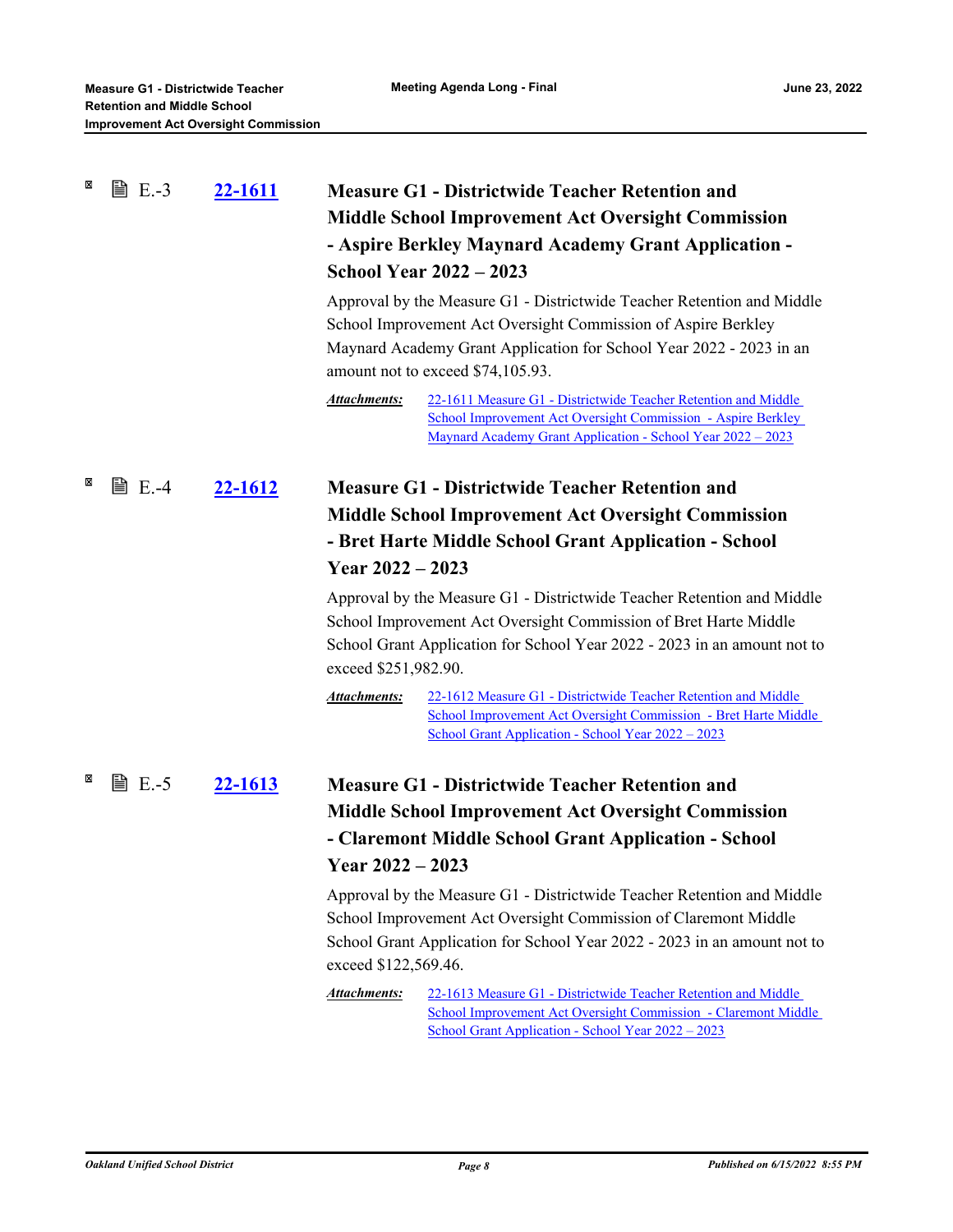E.-3 **22-1611**

### Measure G1 - Districtwide Teacher Retention and Middle School Improvement Act Oversight Commission - Aspire Berkley Maynard Academy Grant Application - School Year 2022 – 2023

Approval by the Measure G1 - Districtwide Teacher Retention and Middle School Improvement Act Oversight Commission of Aspire Berkley Maynard Academy Grant Application for School Year 2022 - 2023 in an amount not to exceed $74,105.93.

***Attachments:*** 22-1611 Measure G1 - Districtwide Teacher Retention and Middle School Improvement Act Oversight Commission - Aspire Berkley Maynard Academy Grant Application - School Year 2022 – 2023

E.-4 **22-1612**

### Measure G1 - Districtwide Teacher Retention and Middle School Improvement Act Oversight Commission - Bret Harte Middle School Grant Application - School Year 2022 – 2023

Approval by the Measure G1 - Districtwide Teacher Retention and Middle School Improvement Act Oversight Commission of Bret Harte Middle School Grant Application for School Year 2022 - 2023 in an amount not to exceed $251,982.90.

***Attachments:*** 22-1612 Measure G1 - Districtwide Teacher Retention and Middle School Improvement Act Oversight Commission - Bret Harte Middle School Grant Application - School Year 2022 – 2023

E.-5 **22-1613**

### Measure G1 - Districtwide Teacher Retention and Middle School Improvement Act Oversight Commission - Claremont Middle School Grant Application - School Year 2022 – 2023

Approval by the Measure G1 - Districtwide Teacher Retention and Middle School Improvement Act Oversight Commission of Claremont Middle School Grant Application for School Year 2022 - 2023 in an amount not to exceed $122,569.46.

***Attachments:*** 22-1613 Measure G1 - Districtwide Teacher Retention and Middle School Improvement Act Oversight Commission - Claremont Middle School Grant Application - School Year 2022 – 2023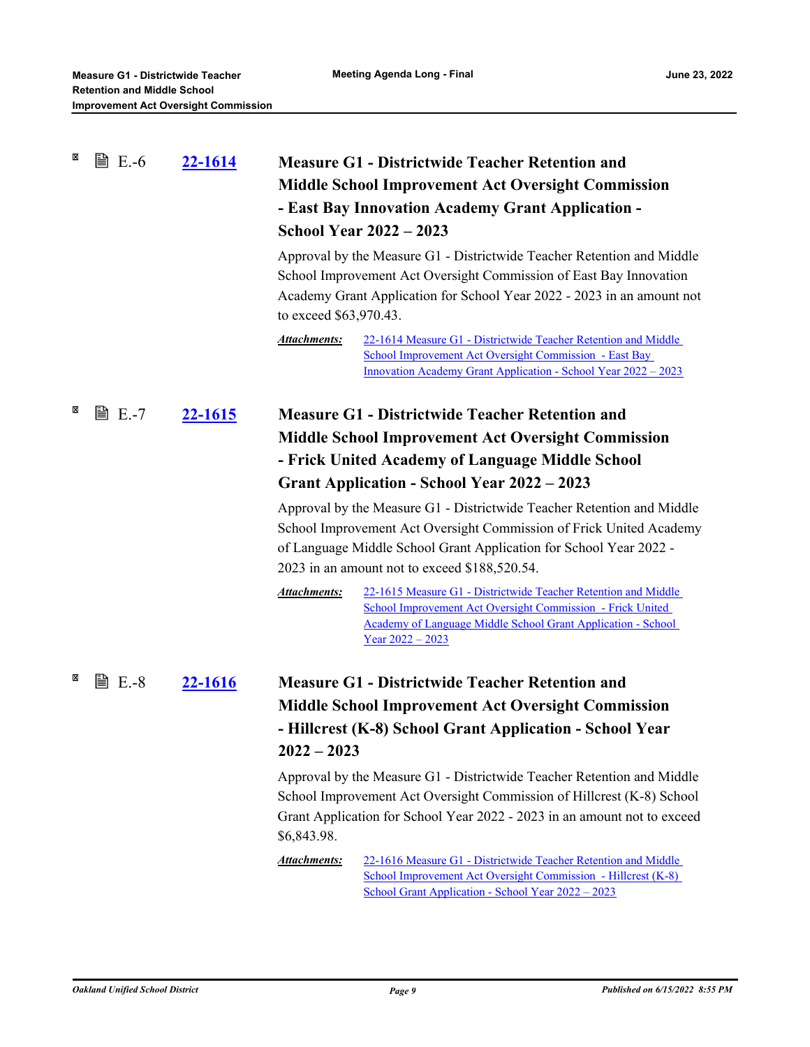E.-6 **22-1614**

### Measure G1 - Districtwide Teacher Retention and Middle School Improvement Act Oversight Commission - East Bay Innovation Academy Grant Application - School Year 2022 – 2023

Approval by the Measure G1 - Districtwide Teacher Retention and Middle School Improvement Act Oversight Commission of East Bay Innovation Academy Grant Application for School Year 2022 - 2023 in an amount not to exceed $63,970.43.

***Attachments:*** 22-1614 Measure G1 - Districtwide Teacher Retention and Middle School Improvement Act Oversight Commission - East Bay Innovation Academy Grant Application - School Year 2022 – 2023

E.-7 **22-1615**

### Measure G1 - Districtwide Teacher Retention and Middle School Improvement Act Oversight Commission - Frick United Academy of Language Middle School Grant Application - School Year 2022 – 2023

Approval by the Measure G1 - Districtwide Teacher Retention and Middle School Improvement Act Oversight Commission of Frick United Academy of Language Middle School Grant Application for School Year 2022 - 2023 in an amount not to exceed $188,520.54.

***Attachments:*** 22-1615 Measure G1 - Districtwide Teacher Retention and Middle School Improvement Act Oversight Commission - Frick United Academy of Language Middle School Grant Application - School Year 2022 – 2023

E.-8 **22-1616**

### Measure G1 - Districtwide Teacher Retention and Middle School Improvement Act Oversight Commission - Hillcrest (K-8) School Grant Application - School Year 2022 – 2023

Approval by the Measure G1 - Districtwide Teacher Retention and Middle School Improvement Act Oversight Commission of Hillcrest (K-8) School Grant Application for School Year 2022 - 2023 in an amount not to exceed $6,843.98.

***Attachments:*** 22-1616 Measure G1 - Districtwide Teacher Retention and Middle School Improvement Act Oversight Commission - Hillcrest (K-8) School Grant Application - School Year 2022 – 2023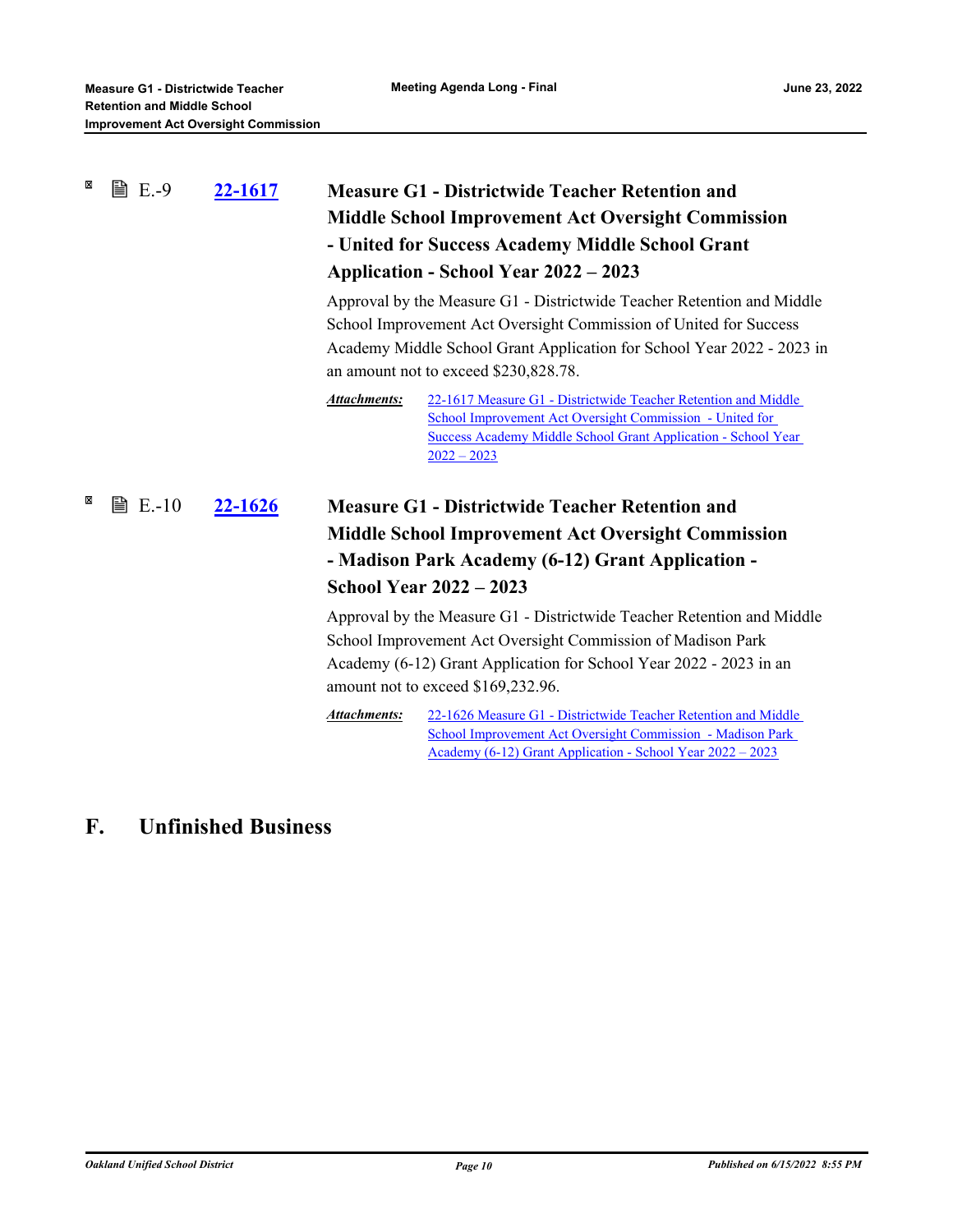E.-9 **22-1617**

### Measure G1 - Districtwide Teacher Retention and Middle School Improvement Act Oversight Commission - United for Success Academy Middle School Grant Application - School Year 2022 – 2023

Approval by the Measure G1 - Districtwide Teacher Retention and Middle School Improvement Act Oversight Commission of United for Success Academy Middle School Grant Application for School Year 2022 - 2023 in an amount not to exceed $230,828.78.

***Attachments:*** 22-1617 Measure G1 - Districtwide Teacher Retention and Middle School Improvement Act Oversight Commission - United for Success Academy Middle School Grant Application - School Year 2022 – 2023

E.-10 **22-1626**

### Measure G1 - Districtwide Teacher Retention and Middle School Improvement Act Oversight Commission - Madison Park Academy (6-12) Grant Application - School Year 2022 – 2023

Approval by the Measure G1 - Districtwide Teacher Retention and Middle School Improvement Act Oversight Commission of Madison Park Academy (6-12) Grant Application for School Year 2022 - 2023 in an amount not to exceed $169,232.96.

***Attachments:*** 22-1626 Measure G1 - Districtwide Teacher Retention and Middle School Improvement Act Oversight Commission - Madison Park Academy (6-12) Grant Application - School Year 2022 – 2023

## F. Unfinished Business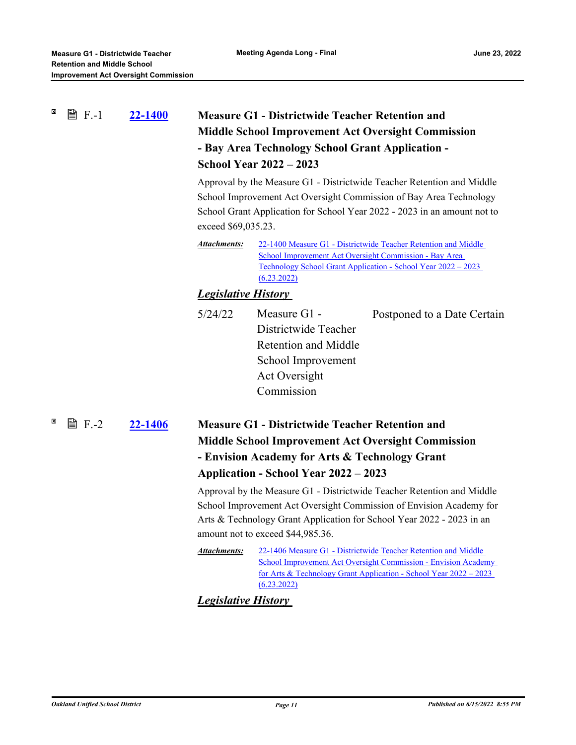F.-1 **22-1400**

### Measure G1 - Districtwide Teacher Retention and Middle School Improvement Act Oversight Commission - Bay Area Technology School Grant Application - School Year 2022 – 2023

Approval by the Measure G1 - Districtwide Teacher Retention and Middle School Improvement Act Oversight Commission of Bay Area Technology School Grant Application for School Year 2022 - 2023 in an amount not to exceed $69,035.23.

***Attachments:*** 22-1400 Measure G1 - Districtwide Teacher Retention and Middle School Improvement Act Oversight Commission - Bay Area Technology School Grant Application - School Year 2022 – 2023 (6.23.2022)

***Legislative History***

| | | |
|---|---|---|
| 5/24/22 | Measure G1 - Districtwide Teacher Retention and Middle School Improvement Act Oversight Commission | Postponed to a Date Certain |

F.-2 **22-1406**

### Measure G1 - Districtwide Teacher Retention and Middle School Improvement Act Oversight Commission - Envision Academy for Arts & Technology Grant Application - School Year 2022 – 2023

Approval by the Measure G1 - Districtwide Teacher Retention and Middle School Improvement Act Oversight Commission of Envision Academy for Arts & Technology Grant Application for School Year 2022 - 2023 in an amount not to exceed $44,985.36.

***Attachments:*** 22-1406 Measure G1 - Districtwide Teacher Retention and Middle School Improvement Act Oversight Commission - Envision Academy for Arts & Technology Grant Application - School Year 2022 – 2023 (6.23.2022)

***Legislative History***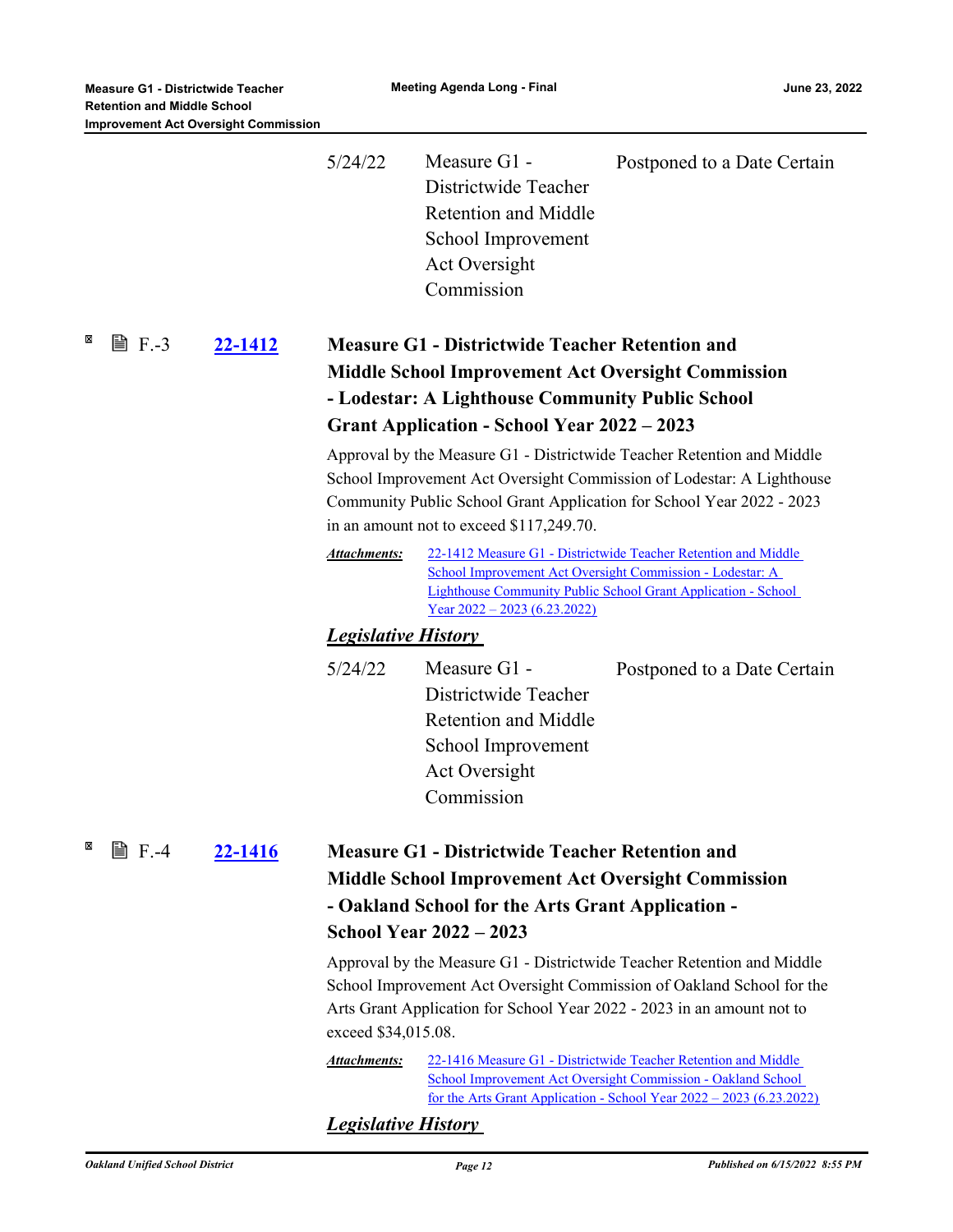| | | |
|---|---|---|
| 5/24/22 | Measure G1 - Districtwide Teacher Retention and Middle School Improvement Act Oversight Commission | Postponed to a Date Certain |

**F.-3** **22-1412**

### Measure G1 - Districtwide Teacher Retention and Middle School Improvement Act Oversight Commission - Lodestar: A Lighthouse Community Public School Grant Application - School Year 2022 – 2023

Approval by the Measure G1 - Districtwide Teacher Retention and Middle School Improvement Act Oversight Commission of Lodestar: A Lighthouse Community Public School Grant Application for School Year 2022 - 2023 in an amount not to exceed $117,249.70.

***Attachments:*** 22-1412 Measure G1 - Districtwide Teacher Retention and Middle School Improvement Act Oversight Commission - Lodestar: A Lighthouse Community Public School Grant Application - School Year 2022 – 2023 (6.23.2022)

***Legislative History***

| | | |
|---|---|---|
| 5/24/22 | Measure G1 - Districtwide Teacher Retention and Middle School Improvement Act Oversight Commission | Postponed to a Date Certain |

**F.-4** **22-1416**

### Measure G1 - Districtwide Teacher Retention and Middle School Improvement Act Oversight Commission - Oakland School for the Arts Grant Application - School Year 2022 – 2023

Approval by the Measure G1 - Districtwide Teacher Retention and Middle School Improvement Act Oversight Commission of Oakland School for the Arts Grant Application for School Year 2022 - 2023 in an amount not to exceed $34,015.08.

***Attachments:*** 22-1416 Measure G1 - Districtwide Teacher Retention and Middle School Improvement Act Oversight Commission - Oakland School for the Arts Grant Application - School Year 2022 – 2023 (6.23.2022)

***Legislative History***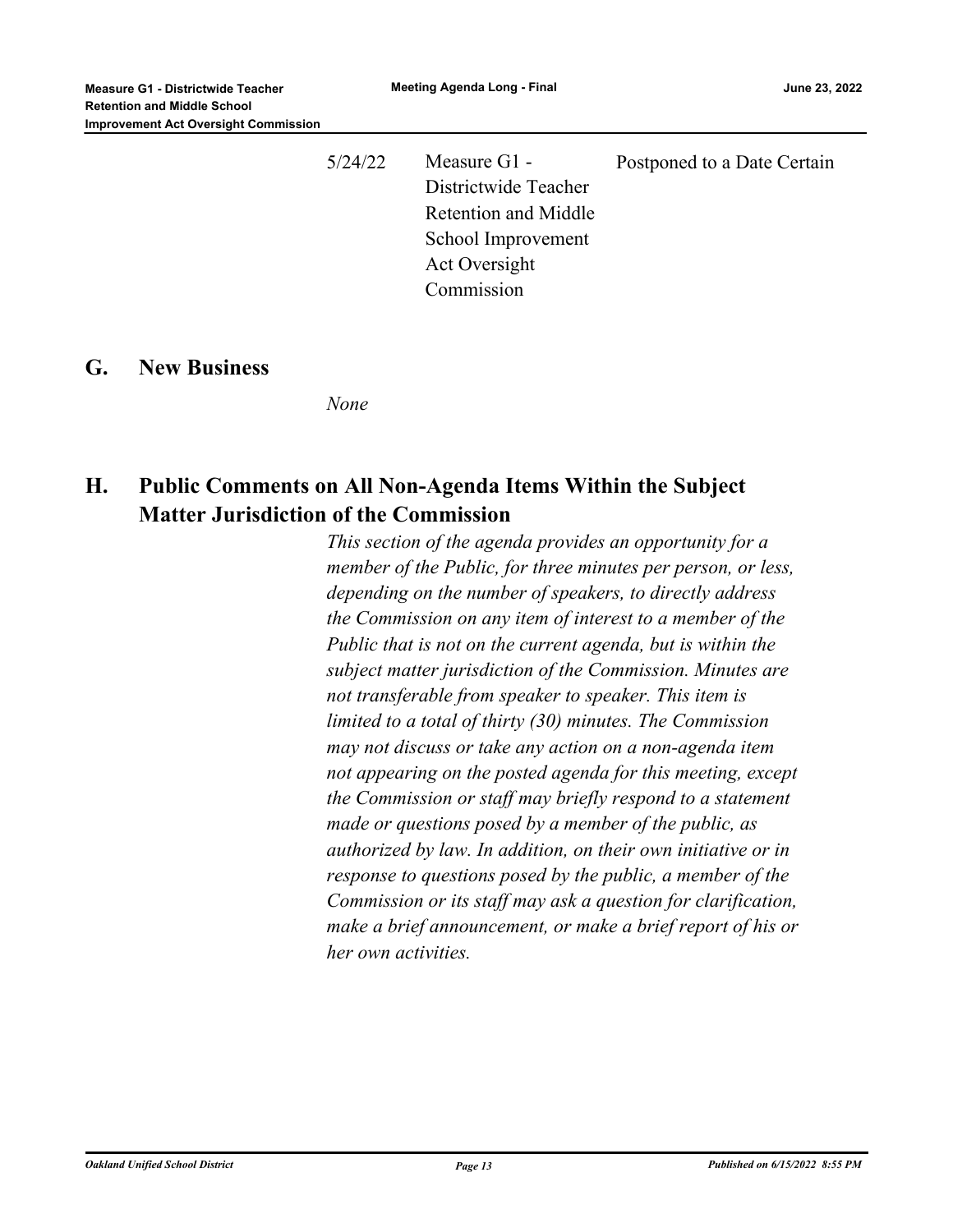| | | |
|---|---|---|
| 5/24/22 | Measure G1 - Districtwide Teacher Retention and Middle School Improvement Act Oversight Commission | Postponed to a Date Certain |

## G. New Business

*None*

## H. Public Comments on All Non-Agenda Items Within the Subject Matter Jurisdiction of the Commission

*This section of the agenda provides an opportunity for a member of the Public, for three minutes per person, or less, depending on the number of speakers, to directly address the Commission on any item of interest to a member of the Public that is not on the current agenda, but is within the subject matter jurisdiction of the Commission. Minutes are not transferable from speaker to speaker. This item is limited to a total of thirty (30) minutes. The Commission may not discuss or take any action on a non-agenda item not appearing on the posted agenda for this meeting, except the Commission or staff may briefly respond to a statement made or questions posed by a member of the public, as authorized by law. In addition, on their own initiative or in response to questions posed by the public, a member of the Commission or its staff may ask a question for clarification, make a brief announcement, or make a brief report of his or her own activities.*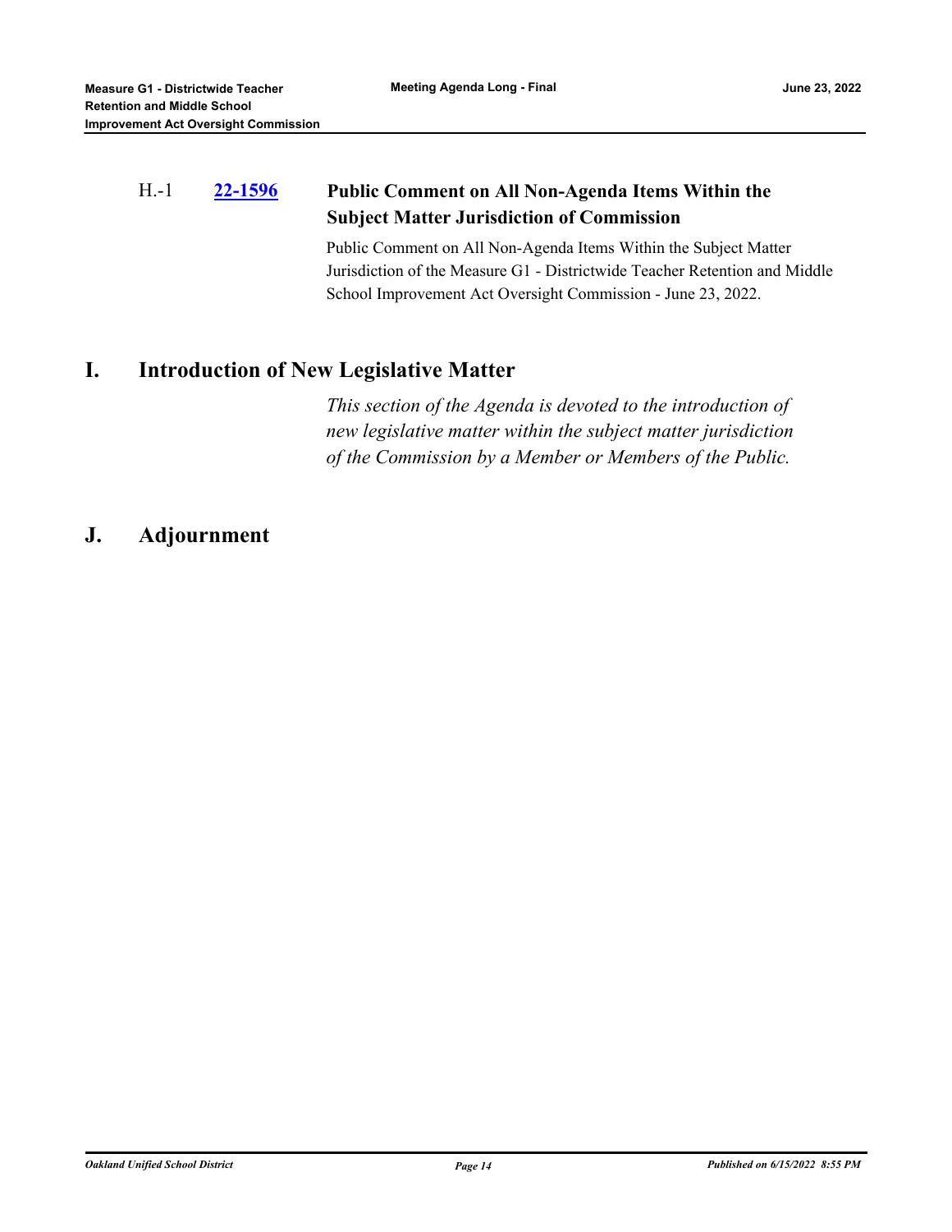H.-1 **22-1596** **Public Comment on All Non-Agenda Items Within the Subject Matter Jurisdiction of Commission**

Public Comment on All Non-Agenda Items Within the Subject Matter Jurisdiction of the Measure G1 - Districtwide Teacher Retention and Middle School Improvement Act Oversight Commission - June 23, 2022.

## I. Introduction of New Legislative Matter

*This section of the Agenda is devoted to the introduction of new legislative matter within the subject matter jurisdiction of the Commission by a Member or Members of the Public.*

## J. Adjournment